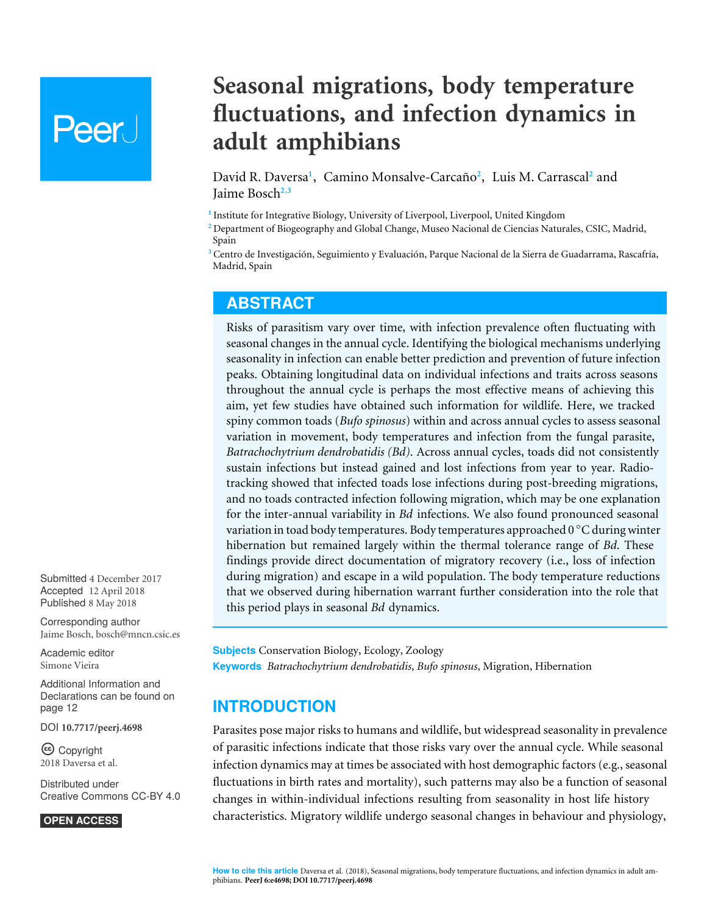# Seasonal migrations, body temperature fluctuations, and infection dynamics in adult amphibians

David R. Daversa[1], Camino Monsalve-Carcaño[2], Luis M. Carrascal[2] and Jaime Bosch[2,3]

[1] Institute for Integrative Biology, University of Liverpool, Liverpool, United Kingdom

[2] Department of Biogeography and Global Change, Museo Nacional de Ciencias Naturales, CSIC, Madrid, Spain

[3] Centro de Investigación, Seguimiento y Evaluación, Parque Nacional de la Sierra de Guadarrama, Rascafría, Madrid, Spain

## ABSTRACT

Risks of parasitism vary over time, with infection prevalence often fluctuating with seasonal changes in the annual cycle. Identifying the biological mechanisms underlying seasonality in infection can enable better prediction and prevention of future infection peaks. Obtaining longitudinal data on individual infections and traits across seasons throughout the annual cycle is perhaps the most effective means of achieving this aim, yet few studies have obtained such information for wildlife. Here, we tracked spiny common toads (*Bufo spinosus*) within and across annual cycles to assess seasonal variation in movement, body temperatures and infection from the fungal parasite, *Batrachochytrium dendrobatidis (Bd)*. Across annual cycles, toads did not consistently sustain infections but instead gained and lost infections from year to year. Radio-tracking showed that infected toads lose infections during post-breeding migrations, and no toads contracted infection following migration, which may be one explanation for the inter-annual variability in *Bd* infections. We also found pronounced seasonal variation in toad body temperatures. Body temperatures approached 0 °C during winter hibernation but remained largely within the thermal tolerance range of *Bd*. These findings provide direct documentation of migratory recovery (i.e., loss of infection during migration) and escape in a wild population. The body temperature reductions that we observed during hibernation warrant further consideration into the role that this period plays in seasonal *Bd* dynamics.

Submitted 4 December 2017
Accepted 12 April 2018
Published 8 May 2018

Corresponding author
Jaime Bosch, bosch@mncn.csic.es

Academic editor
Simone Vieira

Additional Information and Declarations can be found on page 12

DOI 10.7717/peerj.4698

Copyright
2018 Daversa et al.

Distributed under
Creative Commons CC-BY 4.0

OPEN ACCESS

**Subjects** Conservation Biology, Ecology, Zoology
**Keywords** *Batrachochytrium dendrobatidis*, *Bufo spinosus*, Migration, Hibernation

## INTRODUCTION

Parasites pose major risks to humans and wildlife, but widespread seasonality in prevalence of parasitic infections indicate that those risks vary over the annual cycle. While seasonal infection dynamics may at times be associated with host demographic factors (e.g., seasonal fluctuations in birth rates and mortality), such patterns may also be a function of seasonal changes in within-individual infections resulting from seasonality in host life history characteristics. Migratory wildlife undergo seasonal changes in behaviour and physiology,

**How to cite this article** Daversa et al. (2018), Seasonal migrations, body temperature fluctuations, and infection dynamics in adult amphibians. PeerJ 6:e4698; DOI 10.7717/peerj.4698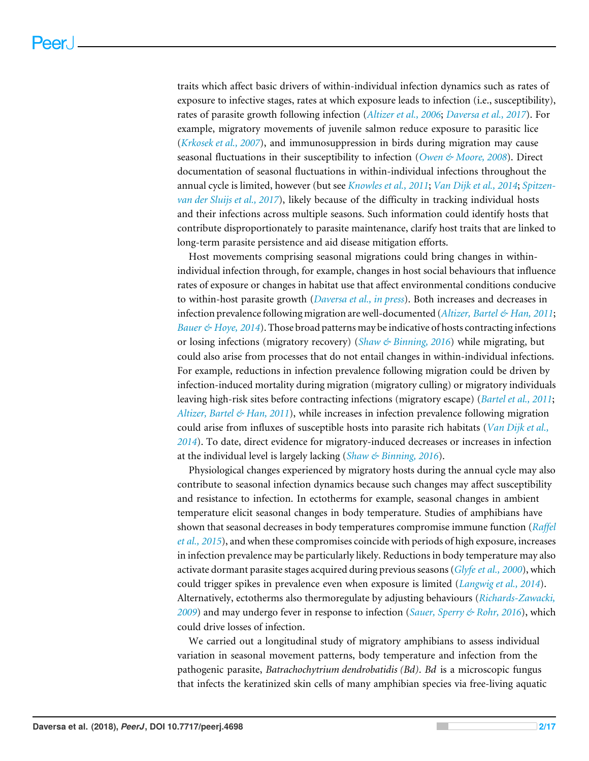traits which affect basic drivers of within-individual infection dynamics such as rates of exposure to infective stages, rates at which exposure leads to infection (i.e., susceptibility), rates of parasite growth following infection (*Altizer et al., 2006*; *Daversa et al., 2017*). For example, migratory movements of juvenile salmon reduce exposure to parasitic lice (*Krkosek et al., 2007*), and immunosuppression in birds during migration may cause seasonal fluctuations in their susceptibility to infection (*Owen & Moore, 2008*). Direct documentation of seasonal fluctuations in within-individual infections throughout the annual cycle is limited, however (but see *Knowles et al., 2011*; *Van Dijk et al., 2014*; *Spitzen-van der Sluijs et al., 2017*), likely because of the difficulty in tracking individual hosts and their infections across multiple seasons. Such information could identify hosts that contribute disproportionately to parasite maintenance, clarify host traits that are linked to long-term parasite persistence and aid disease mitigation efforts.

Host movements comprising seasonal migrations could bring changes in within-individual infection through, for example, changes in host social behaviours that influence rates of exposure or changes in habitat use that affect environmental conditions conducive to within-host parasite growth (*Daversa et al., in press*). Both increases and decreases in infection prevalence following migration are well-documented (*Altizer, Bartel & Han, 2011*; *Bauer & Hoye, 2014*). Those broad patterns may be indicative of hosts contracting infections or losing infections (migratory recovery) (*Shaw & Binning, 2016*) while migrating, but could also arise from processes that do not entail changes in within-individual infections. For example, reductions in infection prevalence following migration could be driven by infection-induced mortality during migration (migratory culling) or migratory individuals leaving high-risk sites before contracting infections (migratory escape) (*Bartel et al., 2011*; *Altizer, Bartel & Han, 2011*), while increases in infection prevalence following migration could arise from influxes of susceptible hosts into parasite rich habitats (*Van Dijk et al., 2014*). To date, direct evidence for migratory-induced decreases or increases in infection at the individual level is largely lacking (*Shaw & Binning, 2016*).

Physiological changes experienced by migratory hosts during the annual cycle may also contribute to seasonal infection dynamics because such changes may affect susceptibility and resistance to infection. In ectotherms for example, seasonal changes in ambient temperature elicit seasonal changes in body temperature. Studies of amphibians have shown that seasonal decreases in body temperatures compromise immune function (*Raffel et al., 2015*), and when these compromises coincide with periods of high exposure, increases in infection prevalence may be particularly likely. Reductions in body temperature may also activate dormant parasite stages acquired during previous seasons (*Glyfe et al., 2000*), which could trigger spikes in prevalence even when exposure is limited (*Langwig et al., 2014*). Alternatively, ectotherms also thermoregulate by adjusting behaviours (*Richards-Zawacki, 2009*) and may undergo fever in response to infection (*Sauer, Sperry & Rohr, 2016*), which could drive losses of infection.

We carried out a longitudinal study of migratory amphibians to assess individual variation in seasonal movement patterns, body temperature and infection from the pathogenic parasite, *Batrachochytrium dendrobatidis (Bd)*. *Bd* is a microscopic fungus that infects the keratinized skin cells of many amphibian species via free-living aquatic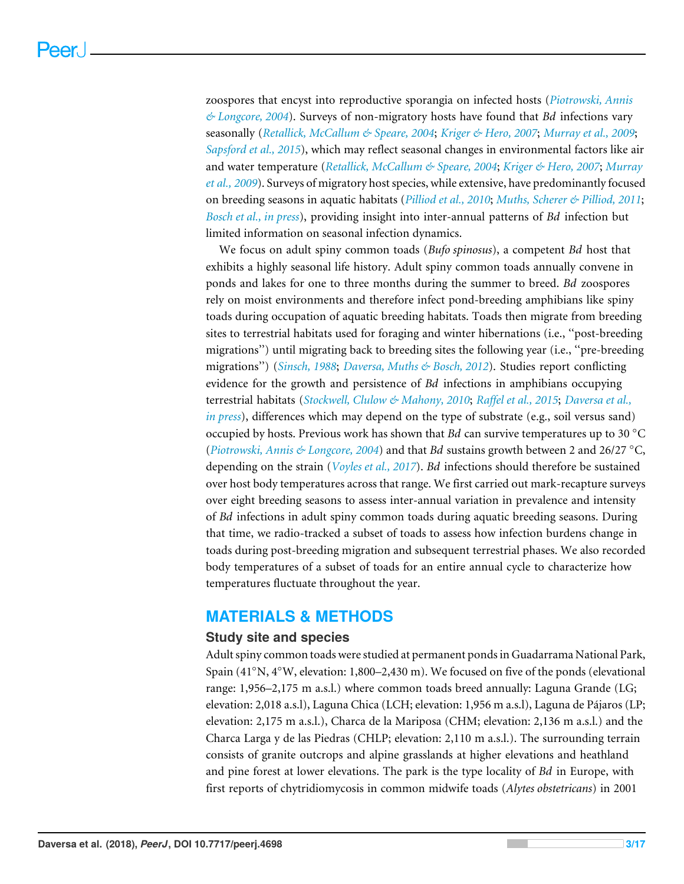zoospores that encyst into reproductive sporangia on infected hosts (*Piotrowski, Annis & Longcore, 2004*). Surveys of non-migratory hosts have found that *Bd* infections vary seasonally (*Retallick, McCallum & Speare, 2004*; *Kriger & Hero, 2007*; *Murray et al., 2009*; *Sapsford et al., 2015*), which may reflect seasonal changes in environmental factors like air and water temperature (*Retallick, McCallum & Speare, 2004*; *Kriger & Hero, 2007*; *Murray et al., 2009*). Surveys of migratory host species, while extensive, have predominantly focused on breeding seasons in aquatic habitats (*Pilliod et al., 2010*; *Muths, Scherer & Pilliod, 2011*; *Bosch et al., in press*), providing insight into inter-annual patterns of *Bd* infection but limited information on seasonal infection dynamics.

We focus on adult spiny common toads (*Bufo spinosus*), a competent *Bd* host that exhibits a highly seasonal life history. Adult spiny common toads annually convene in ponds and lakes for one to three months during the summer to breed. *Bd* zoospores rely on moist environments and therefore infect pond-breeding amphibians like spiny toads during occupation of aquatic breeding habitats. Toads then migrate from breeding sites to terrestrial habitats used for foraging and winter hibernations (i.e., "post-breeding migrations") until migrating back to breeding sites the following year (i.e., "pre-breeding migrations") (*Sinsch, 1988*; *Daversa, Muths & Bosch, 2012*). Studies report conflicting evidence for the growth and persistence of *Bd* infections in amphibians occupying terrestrial habitats (*Stockwell, Clulow & Mahony, 2010*; *Raffel et al., 2015*; *Daversa et al., in press*), differences which may depend on the type of substrate (e.g., soil versus sand) occupied by hosts. Previous work has shown that *Bd* can survive temperatures up to 30 °C (*Piotrowski, Annis & Longcore, 2004*) and that *Bd* sustains growth between 2 and 26/27 °C, depending on the strain (*Voyles et al., 2017*). *Bd* infections should therefore be sustained over host body temperatures across that range. We first carried out mark-recapture surveys over eight breeding seasons to assess inter-annual variation in prevalence and intensity of *Bd* infections in adult spiny common toads during aquatic breeding seasons. During that time, we radio-tracked a subset of toads to assess how infection burdens change in toads during post-breeding migration and subsequent terrestrial phases. We also recorded body temperatures of a subset of toads for an entire annual cycle to characterize how temperatures fluctuate throughout the year.

## MATERIALS & METHODS

### Study site and species

Adult spiny common toads were studied at permanent ponds in Guadarrama National Park, Spain (41°N, 4°W, elevation: 1,800–2,430 m). We focused on five of the ponds (elevational range: 1,956–2,175 m a.s.l.) where common toads breed annually: Laguna Grande (LG; elevation: 2,018 a.s.l), Laguna Chica (LCH; elevation: 1,956 m a.s.l), Laguna de Pájaros (LP; elevation: 2,175 m a.s.l.), Charca de la Mariposa (CHM; elevation: 2,136 m a.s.l.) and the Charca Larga y de las Piedras (CHLP; elevation: 2,110 m a.s.l.). The surrounding terrain consists of granite outcrops and alpine grasslands at higher elevations and heathland and pine forest at lower elevations. The park is the type locality of *Bd* in Europe, with first reports of chytridiomycosis in common midwife toads (*Alytes obstetricans*) in 2001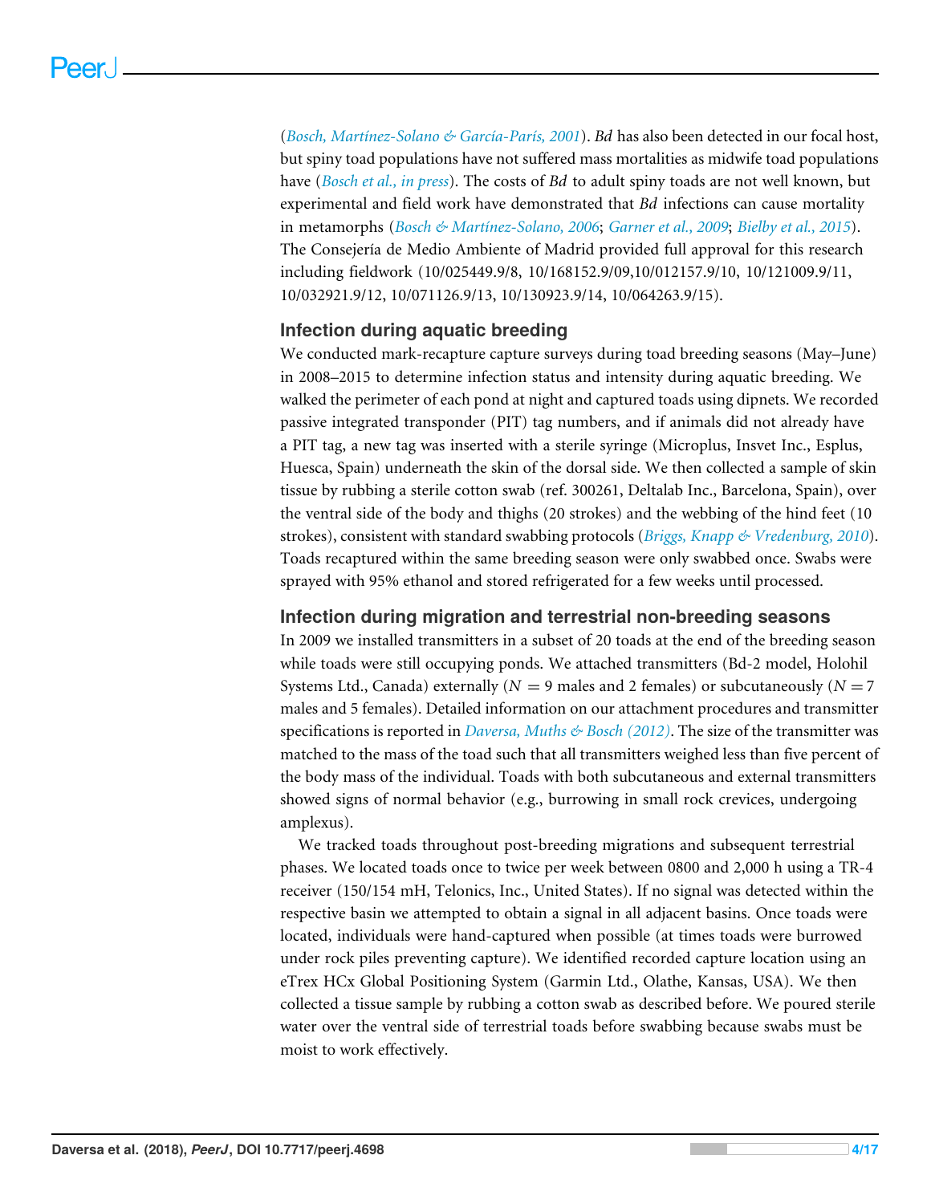(*Bosch, Martínez-Solano & García-París, 2001*). *Bd* has also been detected in our focal host, but spiny toad populations have not suffered mass mortalities as midwife toad populations have (*Bosch et al., in press*). The costs of *Bd* to adult spiny toads are not well known, but experimental and field work have demonstrated that *Bd* infections can cause mortality in metamorphs (*Bosch & Martínez-Solano, 2006*; *Garner et al., 2009*; *Bielby et al., 2015*). The Consejería de Medio Ambiente of Madrid provided full approval for this research including fieldwork (10/025449.9/8, 10/168152.9/09,10/012157.9/10, 10/121009.9/11, 10/032921.9/12, 10/071126.9/13, 10/130923.9/14, 10/064263.9/15).

## Infection during aquatic breeding

We conducted mark-recapture capture surveys during toad breeding seasons (May–June) in 2008–2015 to determine infection status and intensity during aquatic breeding. We walked the perimeter of each pond at night and captured toads using dipnets. We recorded passive integrated transponder (PIT) tag numbers, and if animals did not already have a PIT tag, a new tag was inserted with a sterile syringe (Microplus, Insvet Inc., Esplus, Huesca, Spain) underneath the skin of the dorsal side. We then collected a sample of skin tissue by rubbing a sterile cotton swab (ref. 300261, Deltalab Inc., Barcelona, Spain), over the ventral side of the body and thighs (20 strokes) and the webbing of the hind feet (10 strokes), consistent with standard swabbing protocols (*Briggs, Knapp & Vredenburg, 2010*). Toads recaptured within the same breeding season were only swabbed once. Swabs were sprayed with 95% ethanol and stored refrigerated for a few weeks until processed.

## Infection during migration and terrestrial non-breeding seasons

In 2009 we installed transmitters in a subset of 20 toads at the end of the breeding season while toads were still occupying ponds. We attached transmitters (Bd-2 model, Holohil Systems Ltd., Canada) externally ($N = 9$ males and 2 females) or subcutaneously ($N = 7$ males and 5 females). Detailed information on our attachment procedures and transmitter specifications is reported in *Daversa, Muths & Bosch (2012)*. The size of the transmitter was matched to the mass of the toad such that all transmitters weighed less than five percent of the body mass of the individual. Toads with both subcutaneous and external transmitters showed signs of normal behavior (e.g., burrowing in small rock crevices, undergoing amplexus).

We tracked toads throughout post-breeding migrations and subsequent terrestrial phases. We located toads once to twice per week between 0800 and 2,000 h using a TR-4 receiver (150/154 mH, Telonics, Inc., United States). If no signal was detected within the respective basin we attempted to obtain a signal in all adjacent basins. Once toads were located, individuals were hand-captured when possible (at times toads were burrowed under rock piles preventing capture). We identified recorded capture location using an eTrex HCx Global Positioning System (Garmin Ltd., Olathe, Kansas, USA). We then collected a tissue sample by rubbing a cotton swab as described before. We poured sterile water over the ventral side of terrestrial toads before swabbing because swabs must be moist to work effectively.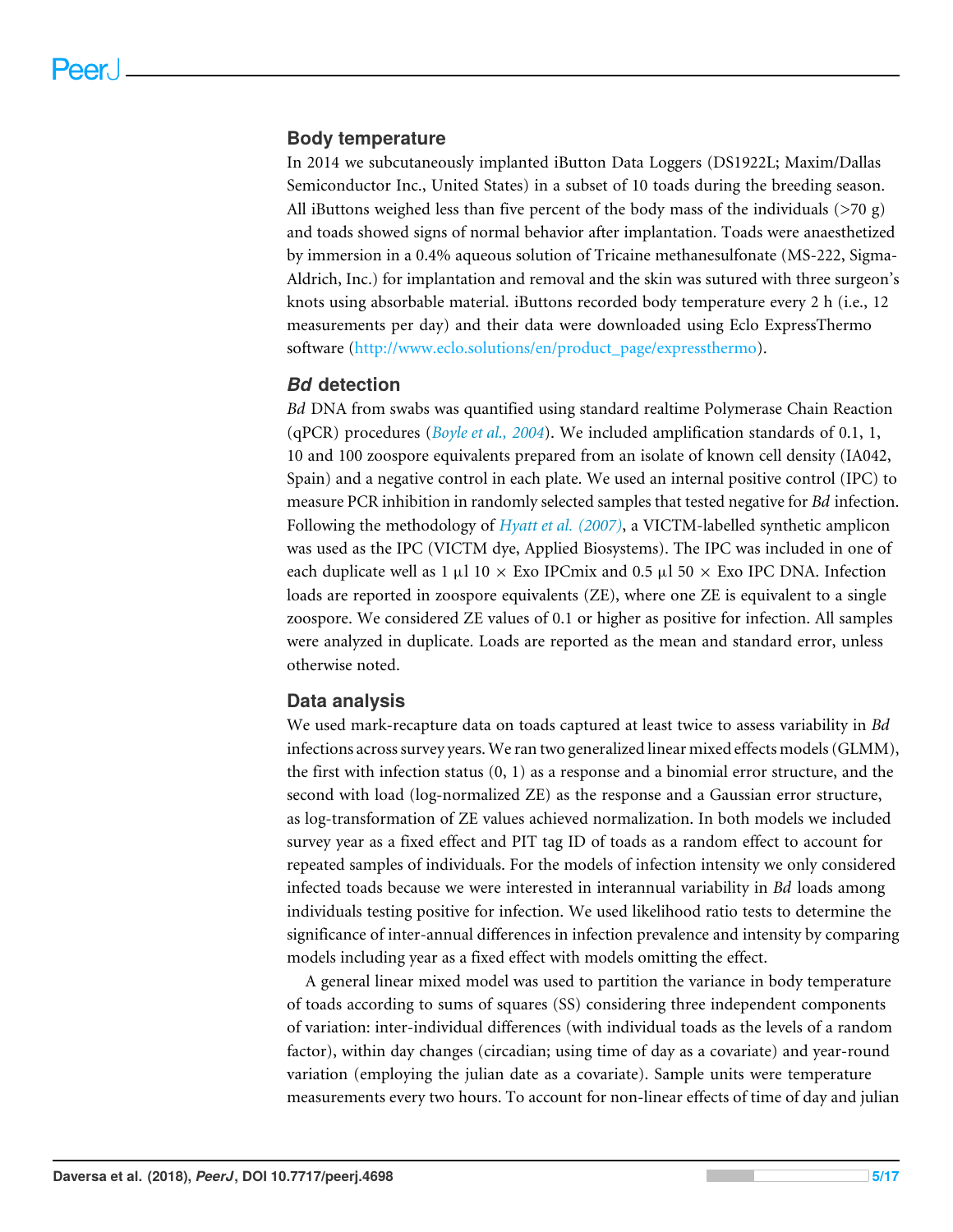## Body temperature

In 2014 we subcutaneously implanted iButton Data Loggers (DS1922L; Maxim/Dallas Semiconductor Inc., United States) in a subset of 10 toads during the breeding season. All iButtons weighed less than five percent of the body mass of the individuals (>70 g) and toads showed signs of normal behavior after implantation. Toads were anaesthetized by immersion in a 0.4% aqueous solution of Tricaine methanesulfonate (MS-222, Sigma-Aldrich, Inc.) for implantation and removal and the skin was sutured with three surgeon's knots using absorbable material. iButtons recorded body temperature every 2 h (i.e., 12 measurements per day) and their data were downloaded using Eclo ExpressThermo software (http://www.eclo.solutions/en/product_page/expressthermo).

## *Bd* detection

*Bd* DNA from swabs was quantified using standard realtime Polymerase Chain Reaction (qPCR) procedures (*Boyle et al., 2004*). We included amplification standards of 0.1, 1, 10 and 100 zoospore equivalents prepared from an isolate of known cell density (IA042, Spain) and a negative control in each plate. We used an internal positive control (IPC) to measure PCR inhibition in randomly selected samples that tested negative for *Bd* infection. Following the methodology of *Hyatt et al. (2007)*, a VICTM-labelled synthetic amplicon was used as the IPC (VICTM dye, Applied Biosystems). The IPC was included in one of each duplicate well as 1 μl 10 × Exo IPCmix and 0.5 μl 50 × Exo IPC DNA. Infection loads are reported in zoospore equivalents (ZE), where one ZE is equivalent to a single zoospore. We considered ZE values of 0.1 or higher as positive for infection. All samples were analyzed in duplicate. Loads are reported as the mean and standard error, unless otherwise noted.

## Data analysis

We used mark-recapture data on toads captured at least twice to assess variability in *Bd* infections across survey years. We ran two generalized linear mixed effects models (GLMM), the first with infection status (0, 1) as a response and a binomial error structure, and the second with load (log-normalized ZE) as the response and a Gaussian error structure, as log-transformation of ZE values achieved normalization. In both models we included survey year as a fixed effect and PIT tag ID of toads as a random effect to account for repeated samples of individuals. For the models of infection intensity we only considered infected toads because we were interested in interannual variability in *Bd* loads among individuals testing positive for infection. We used likelihood ratio tests to determine the significance of inter-annual differences in infection prevalence and intensity by comparing models including year as a fixed effect with models omitting the effect.

A general linear mixed model was used to partition the variance in body temperature of toads according to sums of squares (SS) considering three independent components of variation: inter-individual differences (with individual toads as the levels of a random factor), within day changes (circadian; using time of day as a covariate) and year-round variation (employing the julian date as a covariate). Sample units were temperature measurements every two hours. To account for non-linear effects of time of day and julian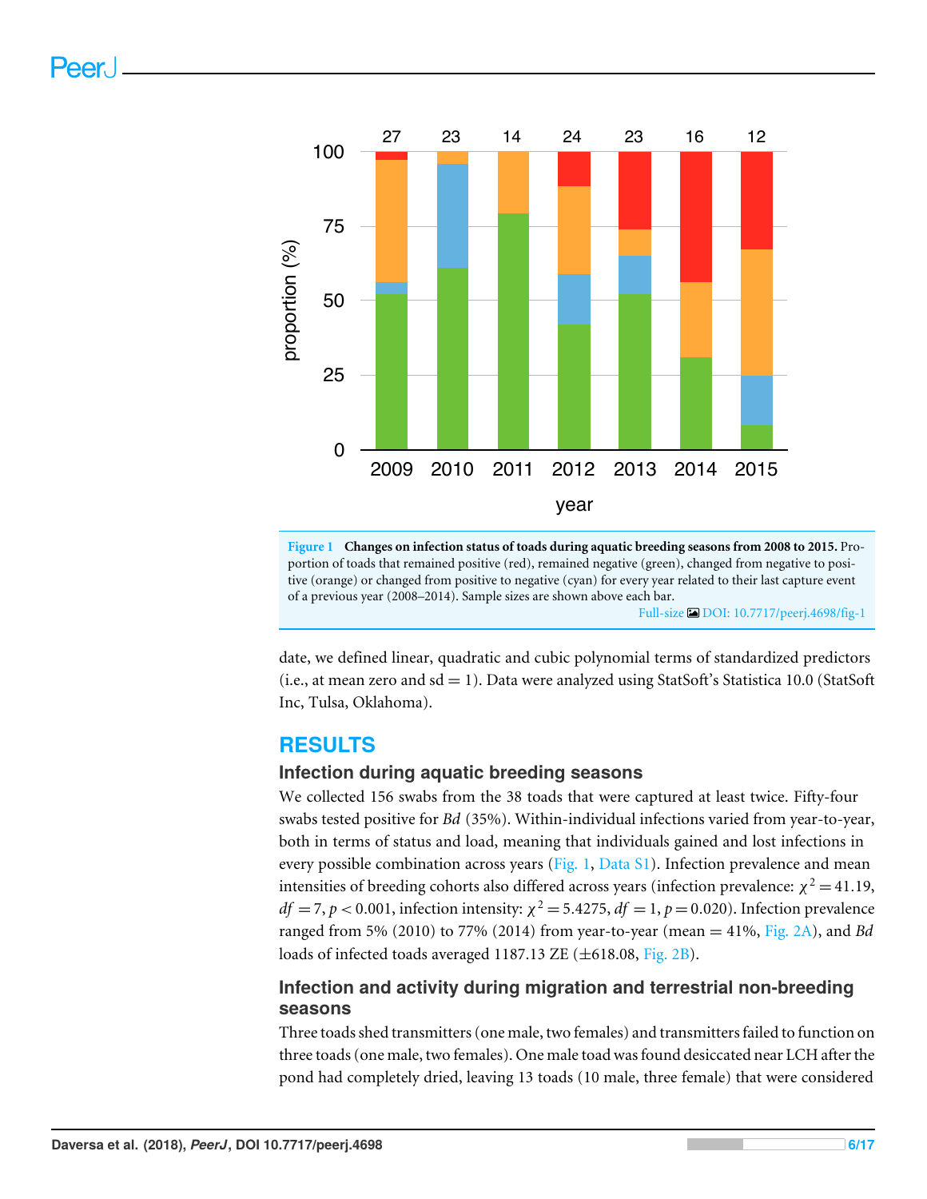Figure 1 Changes on infection status of toads during aquatic breeding seasons from 2008 to 2015. Proportion of toads that remained positive (red), remained negative (green), changed from negative to positive (orange) or changed from positive to negative (cyan) for every year related to their last capture event of a previous year (2008–2014). Sample sizes are shown above each bar.

Full-size DOI: 10.7717/peerj.4698/fig-1

date, we defined linear, quadratic and cubic polynomial terms of standardized predictors (i.e., at mean zero and sd = 1). Data were analyzed using StatSoft's Statistica 10.0 (StatSoft Inc, Tulsa, Oklahoma).

## RESULTS

### Infection during aquatic breeding seasons

We collected 156 swabs from the 38 toads that were captured at least twice. Fifty-four swabs tested positive for *Bd* (35%). Within-individual infections varied from year-to-year, both in terms of status and load, meaning that individuals gained and lost infections in every possible combination across years (Fig. 1, Data S1). Infection prevalence and mean intensities of breeding cohorts also differed across years (infection prevalence: $\chi^2 = 41.19$, $df = 7$, $p < 0.001$, infection intensity: $\chi^2 = 5.4275$, $df = 1$, $p = 0.020$). Infection prevalence ranged from 5% (2010) to 77% (2014) from year-to-year (mean = 41%, Fig. 2A), and *Bd* loads of infected toads averaged 1187.13 ZE (±618.08, Fig. 2B).

### Infection and activity during migration and terrestrial non-breeding seasons

Three toads shed transmitters (one male, two females) and transmitters failed to function on three toads (one male, two females). One male toad was found desiccated near LCH after the pond had completely dried, leaving 13 toads (10 male, three female) that were considered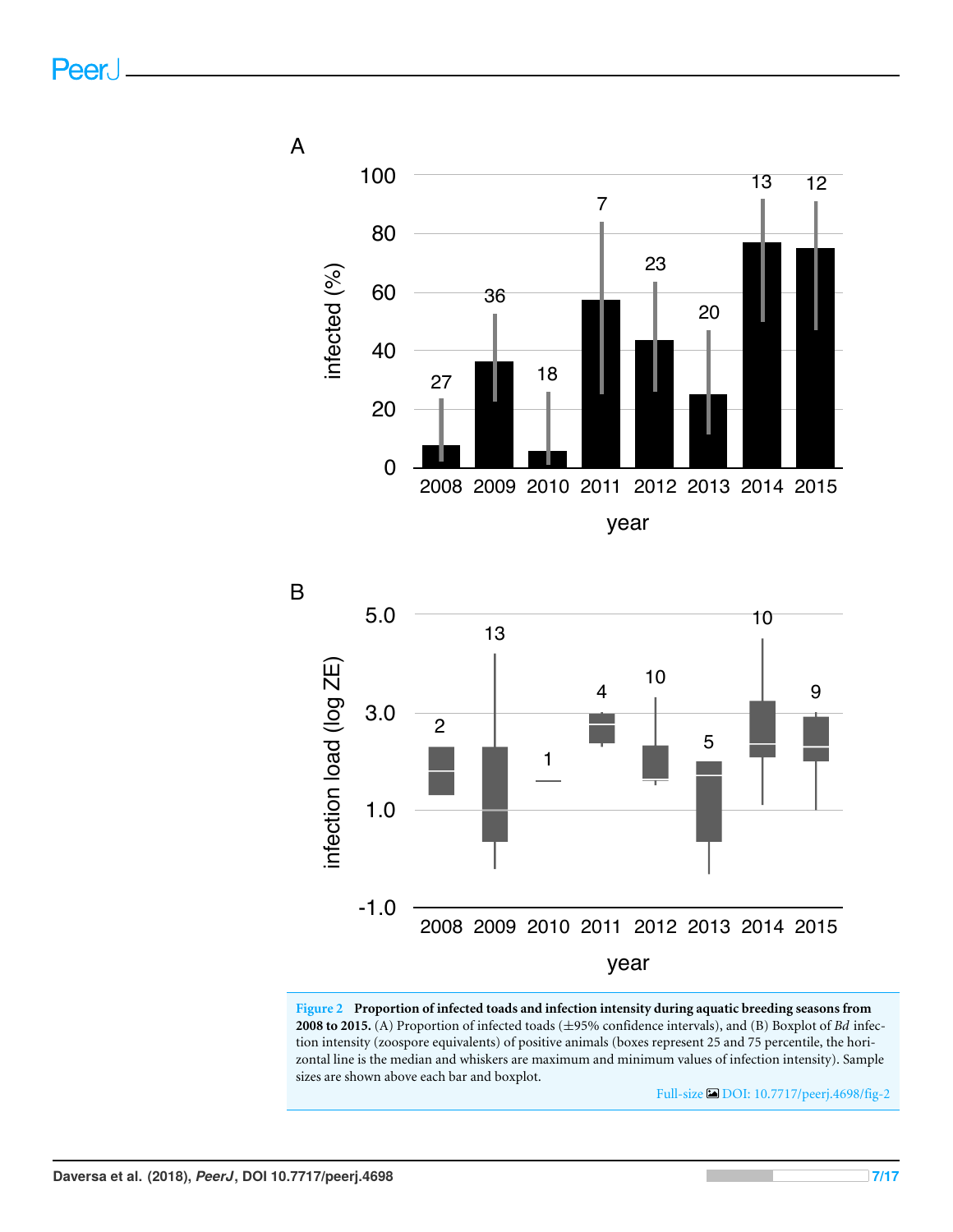**Figure 2 Proportion of infected toads and infection intensity during aquatic breeding seasons from 2008 to 2015.** (A) Proportion of infected toads (±95% confidence intervals), and (B) Boxplot of *Bd* infection intensity (zoospore equivalents) of positive animals (boxes represent 25 and 75 percentile, the horizontal line is the median and whiskers are maximum and minimum values of infection intensity). Sample sizes are shown above each bar and boxplot.

Full-size DOI: 10.7717/peerj.4698/fig-2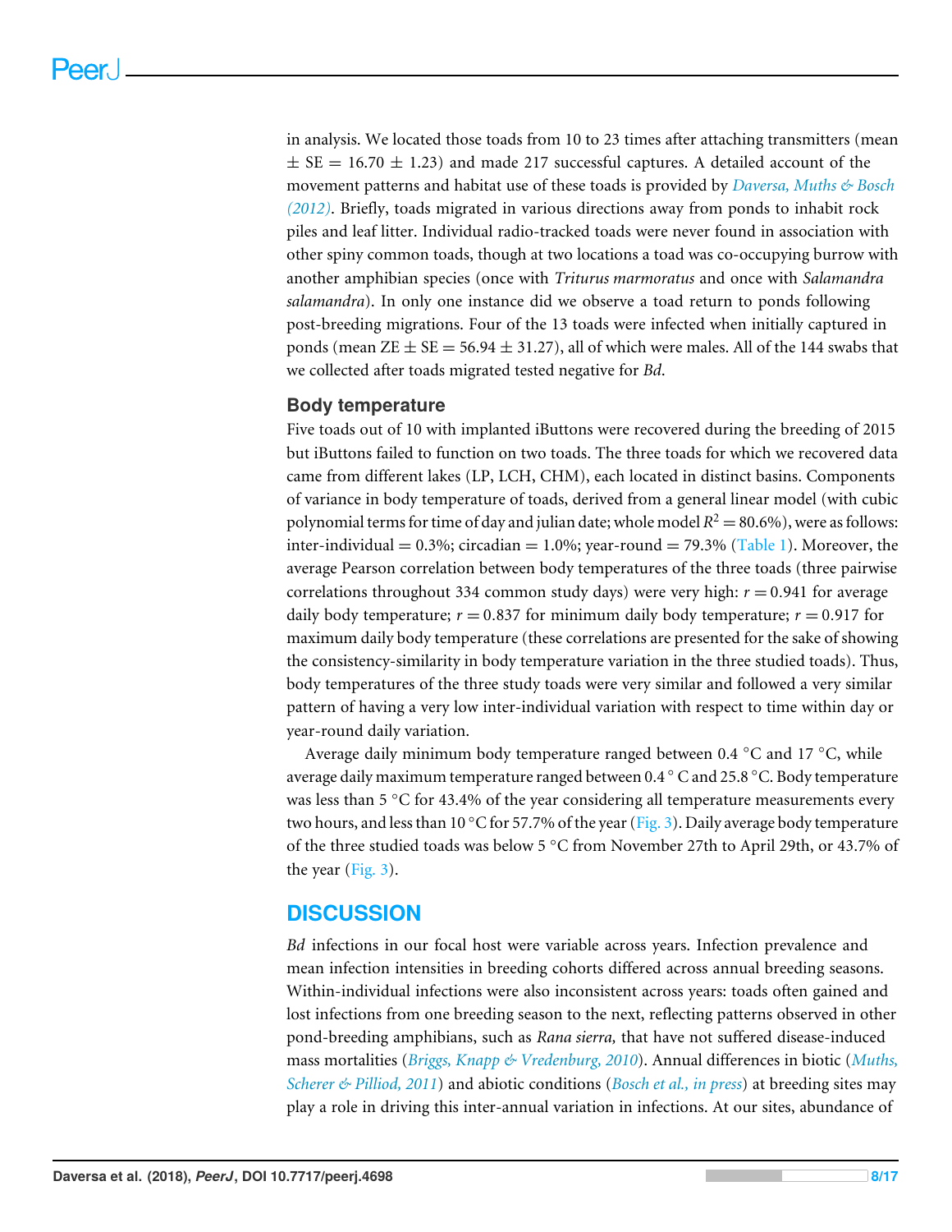in analysis. We located those toads from 10 to 23 times after attaching transmitters (mean $\pm$ SE = 16.70 $\pm$ 1.23) and made 217 successful captures. A detailed account of the movement patterns and habitat use of these toads is provided by *Daversa, Muths & Bosch (2012)*. Briefly, toads migrated in various directions away from ponds to inhabit rock piles and leaf litter. Individual radio-tracked toads were never found in association with other spiny common toads, though at two locations a toad was co-occupying burrow with another amphibian species (once with *Triturus marmoratus* and once with *Salamandra salamandra*). In only one instance did we observe a toad return to ponds following post-breeding migrations. Four of the 13 toads were infected when initially captured in ponds (mean ZE $\pm$ SE = 56.94 $\pm$ 31.27), all of which were males. All of the 144 swabs that we collected after toads migrated tested negative for *Bd*.

### Body temperature

Five toads out of 10 with implanted iButtons were recovered during the breeding of 2015 but iButtons failed to function on two toads. The three toads for which we recovered data came from different lakes (LP, LCH, CHM), each located in distinct basins. Components of variance in body temperature of toads, derived from a general linear model (with cubic polynomial terms for time of day and julian date; whole model $R^2 = 80.6\%$), were as follows: inter-individual = 0.3%; circadian = 1.0%; year-round = 79.3% (Table 1). Moreover, the average Pearson correlation between body temperatures of the three toads (three pairwise correlations throughout 334 common study days) were very high: $r = 0.941$ for average daily body temperature; $r = 0.837$ for minimum daily body temperature; $r = 0.917$ for maximum daily body temperature (these correlations are presented for the sake of showing the consistency-similarity in body temperature variation in the three studied toads). Thus, body temperatures of the three study toads were very similar and followed a very similar pattern of having a very low inter-individual variation with respect to time within day or year-round daily variation.

Average daily minimum body temperature ranged between 0.4 °C and 17 °C, while average daily maximum temperature ranged between 0.4 ° C and 25.8 °C. Body temperature was less than 5 °C for 43.4% of the year considering all temperature measurements every two hours, and less than 10 °C for 57.7% of the year (Fig. 3). Daily average body temperature of the three studied toads was below 5 °C from November 27th to April 29th, or 43.7% of the year (Fig. 3).

## DISCUSSION

*Bd* infections in our focal host were variable across years. Infection prevalence and mean infection intensities in breeding cohorts differed across annual breeding seasons. Within-individual infections were also inconsistent across years: toads often gained and lost infections from one breeding season to the next, reflecting patterns observed in other pond-breeding amphibians, such as *Rana sierra,* that have not suffered disease-induced mass mortalities (*Briggs, Knapp & Vredenburg, 2010*). Annual differences in biotic (*Muths, Scherer & Pilliod, 2011*) and abiotic conditions (*Bosch et al., in press*) at breeding sites may play a role in driving this inter-annual variation in infections. At our sites, abundance of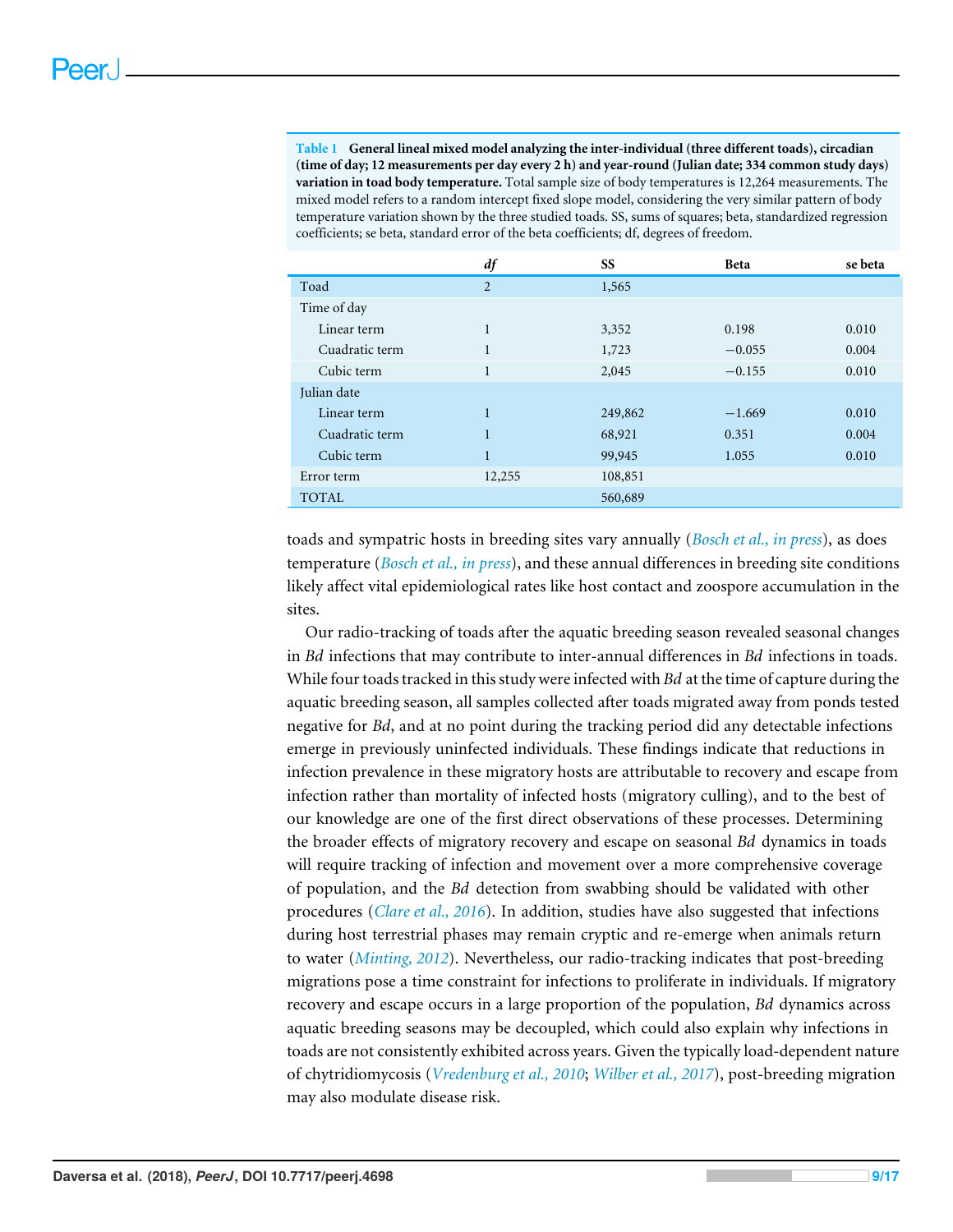**Table 1** **General lineal mixed model analyzing the inter-individual (three different toads), circadian (time of day; 12 measurements per day every 2 h) and year-round (Julian date; 334 common study days) variation in toad body temperature.** Total sample size of body temperatures is 12,264 measurements. The mixed model refers to a random intercept fixed slope model, considering the very similar pattern of body temperature variation shown by the three studied toads. SS, sums of squares; beta, standardized regression coefficients; se beta, standard error of the beta coefficients; df, degrees of freedom.

| | *df* | SS | Beta | se beta |
|---|---|---|---|---|
| Toad | 2 | 1,565 | | |
| Time of day | | | | |
| Linear term | 1 | 3,352 | 0.198 | 0.010 |
| Cuadratic term | 1 | 1,723 | −0.055 | 0.004 |
| Cubic term | 1 | 2,045 | −0.155 | 0.010 |
| Julian date | | | | |
| Linear term | 1 | 249,862 | −1.669 | 0.010 |
| Cuadratic term | 1 | 68,921 | 0.351 | 0.004 |
| Cubic term | 1 | 99,945 | 1.055 | 0.010 |
| Error term | 12,255 | 108,851 | | |
| TOTAL | | 560,689 | | |

toads and sympatric hosts in breeding sites vary annually (*Bosch et al., in press*), as does temperature (*Bosch et al., in press*), and these annual differences in breeding site conditions likely affect vital epidemiological rates like host contact and zoospore accumulation in the sites.

Our radio-tracking of toads after the aquatic breeding season revealed seasonal changes in *Bd* infections that may contribute to inter-annual differences in *Bd* infections in toads. While four toads tracked in this study were infected with *Bd* at the time of capture during the aquatic breeding season, all samples collected after toads migrated away from ponds tested negative for *Bd*, and at no point during the tracking period did any detectable infections emerge in previously uninfected individuals. These findings indicate that reductions in infection prevalence in these migratory hosts are attributable to recovery and escape from infection rather than mortality of infected hosts (migratory culling), and to the best of our knowledge are one of the first direct observations of these processes. Determining the broader effects of migratory recovery and escape on seasonal *Bd* dynamics in toads will require tracking of infection and movement over a more comprehensive coverage of population, and the *Bd* detection from swabbing should be validated with other procedures (*Clare et al., 2016*). In addition, studies have also suggested that infections during host terrestrial phases may remain cryptic and re-emerge when animals return to water (*Minting, 2012*). Nevertheless, our radio-tracking indicates that post-breeding migrations pose a time constraint for infections to proliferate in individuals. If migratory recovery and escape occurs in a large proportion of the population, *Bd* dynamics across aquatic breeding seasons may be decoupled, which could also explain why infections in toads are not consistently exhibited across years. Given the typically load-dependent nature of chytridiomycosis (*Vredenburg et al., 2010*; *Wilber et al., 2017*), post-breeding migration may also modulate disease risk.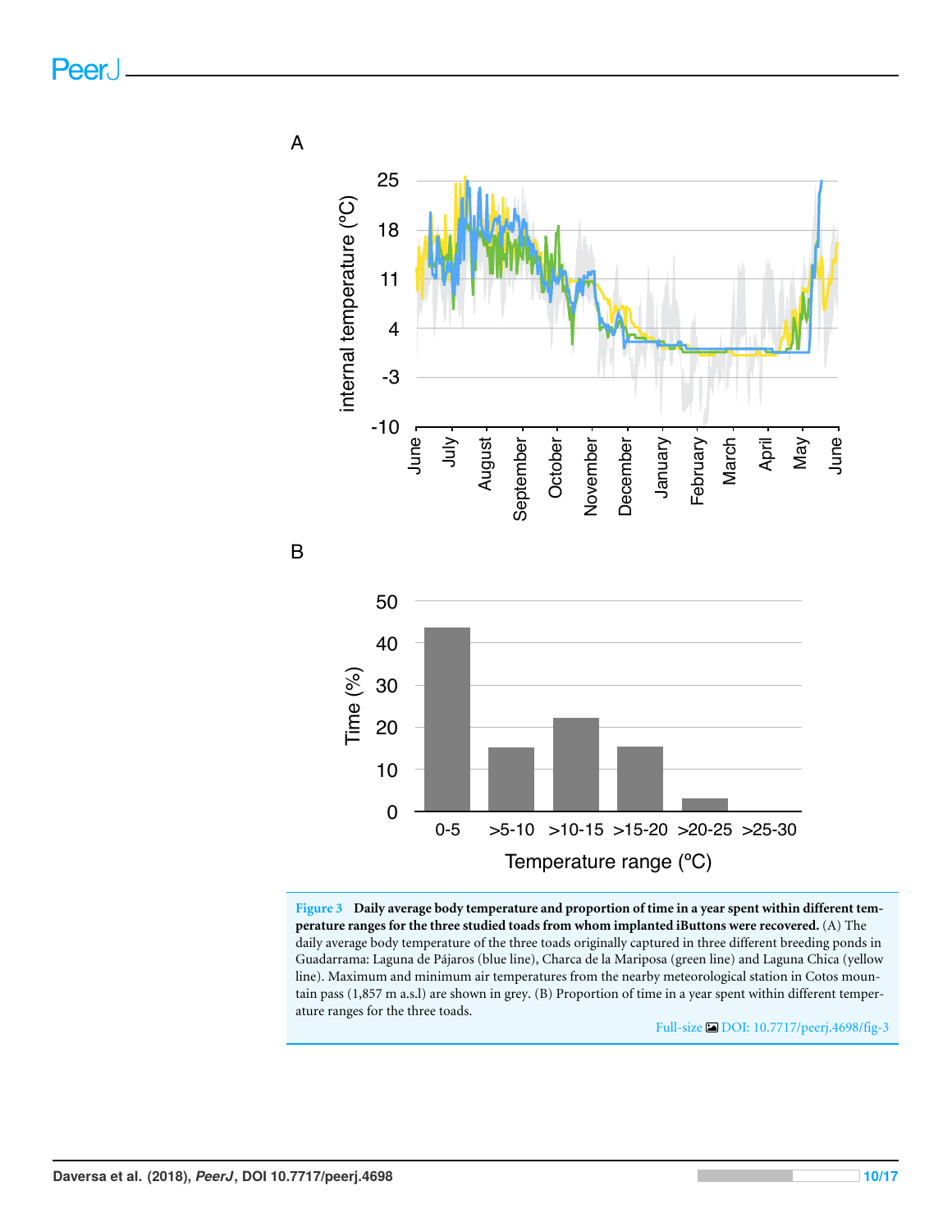**Figure 3 Daily average body temperature and proportion of time in a year spent within different temperature ranges for the three studied toads from whom implanted iButtons were recovered.** (A) The daily average body temperature of the three toads originally captured in three different breeding ponds in Guadarrama: Laguna de Pájaros (blue line), Charca de la Mariposa (green line) and Laguna Chica (yellow line). Maximum and minimum air temperatures from the nearby meteorological station in Cotos mountain pass (1,857 m a.s.l) are shown in grey. (B) Proportion of time in a year spent within different temperature ranges for the three toads.

Full-size DOI: 10.7717/peerj.4698/fig-3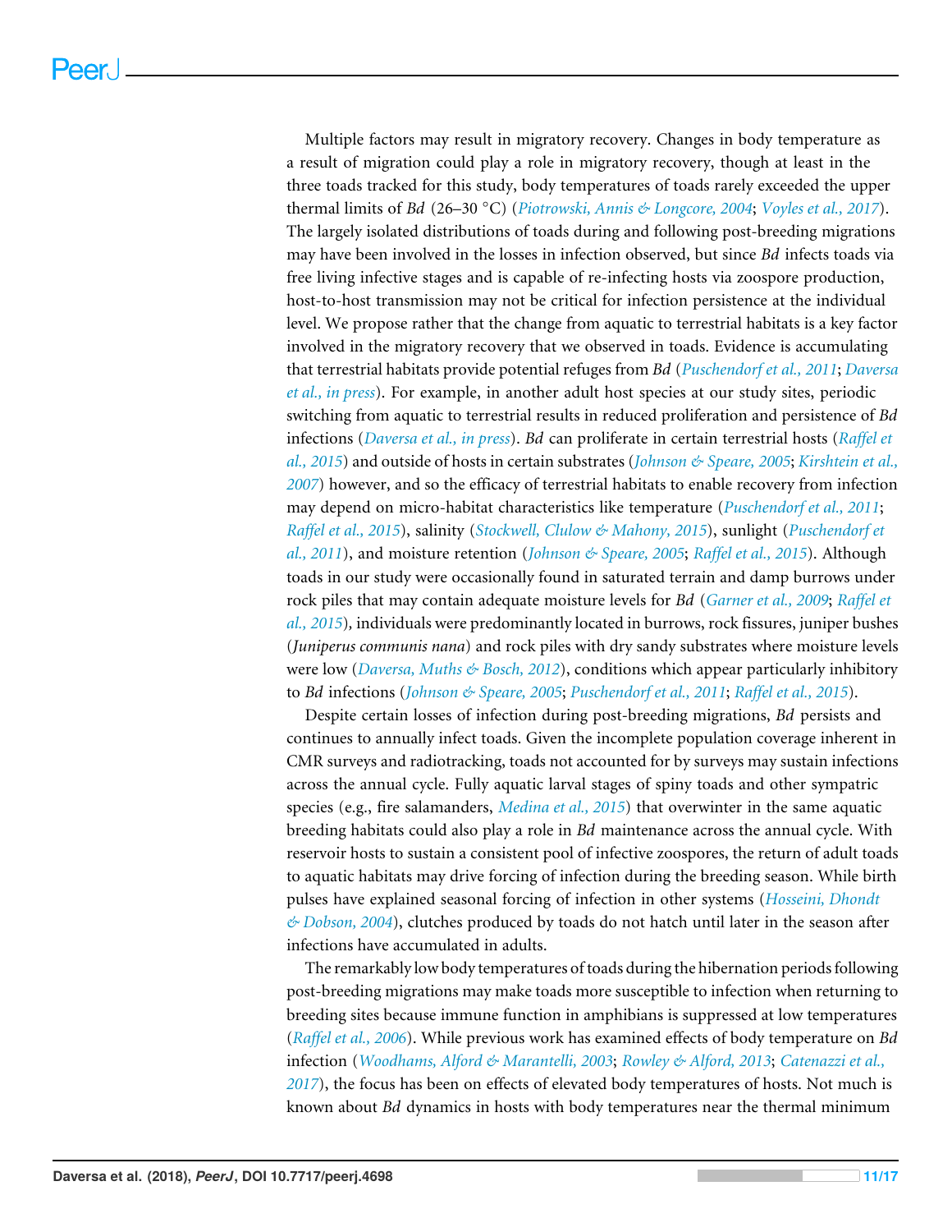Multiple factors may result in migratory recovery. Changes in body temperature as a result of migration could play a role in migratory recovery, though at least in the three toads tracked for this study, body temperatures of toads rarely exceeded the upper thermal limits of *Bd* (26–30 °C) (*Piotrowski, Annis & Longcore, 2004*; *Voyles et al., 2017*). The largely isolated distributions of toads during and following post-breeding migrations may have been involved in the losses in infection observed, but since *Bd* infects toads via free living infective stages and is capable of re-infecting hosts via zoospore production, host-to-host transmission may not be critical for infection persistence at the individual level. We propose rather that the change from aquatic to terrestrial habitats is a key factor involved in the migratory recovery that we observed in toads. Evidence is accumulating that terrestrial habitats provide potential refuges from *Bd* (*Puschendorf et al., 2011*; *Daversa et al., in press*). For example, in another adult host species at our study sites, periodic switching from aquatic to terrestrial results in reduced proliferation and persistence of *Bd* infections (*Daversa et al., in press*). *Bd* can proliferate in certain terrestrial hosts (*Raffel et al., 2015*) and outside of hosts in certain substrates (*Johnson & Speare, 2005*; *Kirshtein et al., 2007*) however, and so the efficacy of terrestrial habitats to enable recovery from infection may depend on micro-habitat characteristics like temperature (*Puschendorf et al., 2011*; *Raffel et al., 2015*), salinity (*Stockwell, Clulow & Mahony, 2015*), sunlight (*Puschendorf et al., 2011*), and moisture retention (*Johnson & Speare, 2005*; *Raffel et al., 2015*). Although toads in our study were occasionally found in saturated terrain and damp burrows under rock piles that may contain adequate moisture levels for *Bd* (*Garner et al., 2009*; *Raffel et al., 2015*), individuals were predominantly located in burrows, rock fissures, juniper bushes (*Juniperus communis nana*) and rock piles with dry sandy substrates where moisture levels were low (*Daversa, Muths & Bosch, 2012*), conditions which appear particularly inhibitory to *Bd* infections (*Johnson & Speare, 2005*; *Puschendorf et al., 2011*; *Raffel et al., 2015*).

Despite certain losses of infection during post-breeding migrations, *Bd* persists and continues to annually infect toads. Given the incomplete population coverage inherent in CMR surveys and radiotracking, toads not accounted for by surveys may sustain infections across the annual cycle. Fully aquatic larval stages of spiny toads and other sympatric species (e.g., fire salamanders, *Medina et al., 2015*) that overwinter in the same aquatic breeding habitats could also play a role in *Bd* maintenance across the annual cycle. With reservoir hosts to sustain a consistent pool of infective zoospores, the return of adult toads to aquatic habitats may drive forcing of infection during the breeding season. While birth pulses have explained seasonal forcing of infection in other systems (*Hosseini, Dhondt & Dobson, 2004*), clutches produced by toads do not hatch until later in the season after infections have accumulated in adults.

The remarkably low body temperatures of toads during the hibernation periods following post-breeding migrations may make toads more susceptible to infection when returning to breeding sites because immune function in amphibians is suppressed at low temperatures (*Raffel et al., 2006*). While previous work has examined effects of body temperature on *Bd* infection (*Woodhams, Alford & Marantelli, 2003*; *Rowley & Alford, 2013*; *Catenazzi et al., 2017*), the focus has been on effects of elevated body temperatures of hosts. Not much is known about *Bd* dynamics in hosts with body temperatures near the thermal minimum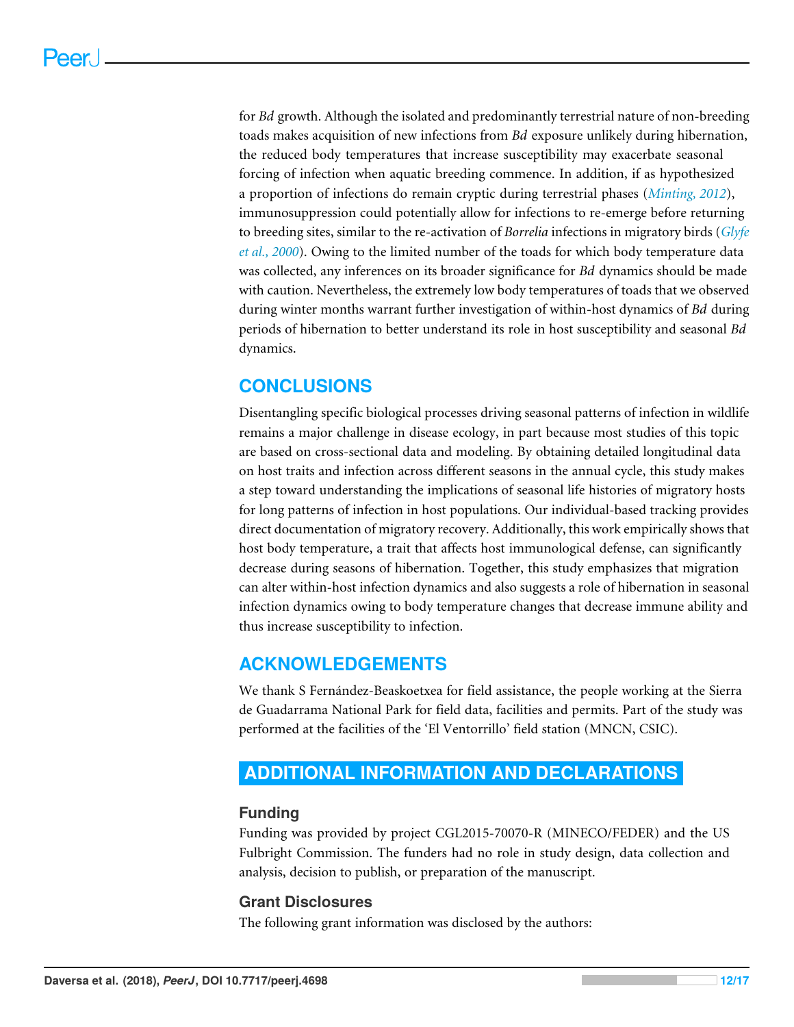for *Bd* growth. Although the isolated and predominantly terrestrial nature of non-breeding toads makes acquisition of new infections from *Bd* exposure unlikely during hibernation, the reduced body temperatures that increase susceptibility may exacerbate seasonal forcing of infection when aquatic breeding commence. In addition, if as hypothesized a proportion of infections do remain cryptic during terrestrial phases (*Minting, 2012*), immunosuppression could potentially allow for infections to re-emerge before returning to breeding sites, similar to the re-activation of *Borrelia* infections in migratory birds (*Glyfe et al., 2000*). Owing to the limited number of the toads for which body temperature data was collected, any inferences on its broader significance for *Bd* dynamics should be made with caution. Nevertheless, the extremely low body temperatures of toads that we observed during winter months warrant further investigation of within-host dynamics of *Bd* during periods of hibernation to better understand its role in host susceptibility and seasonal *Bd* dynamics.

## CONCLUSIONS

Disentangling specific biological processes driving seasonal patterns of infection in wildlife remains a major challenge in disease ecology, in part because most studies of this topic are based on cross-sectional data and modeling. By obtaining detailed longitudinal data on host traits and infection across different seasons in the annual cycle, this study makes a step toward understanding the implications of seasonal life histories of migratory hosts for long patterns of infection in host populations. Our individual-based tracking provides direct documentation of migratory recovery. Additionally, this work empirically shows that host body temperature, a trait that affects host immunological defense, can significantly decrease during seasons of hibernation. Together, this study emphasizes that migration can alter within-host infection dynamics and also suggests a role of hibernation in seasonal infection dynamics owing to body temperature changes that decrease immune ability and thus increase susceptibility to infection.

## ACKNOWLEDGEMENTS

We thank S Fernández-Beaskoetxea for field assistance, the people working at the Sierra de Guadarrama National Park for field data, facilities and permits. Part of the study was performed at the facilities of the 'El Ventorrillo' field station (MNCN, CSIC).

## ADDITIONAL INFORMATION AND DECLARATIONS

### Funding

Funding was provided by project CGL2015-70070-R (MINECO/FEDER) and the US Fulbright Commission. The funders had no role in study design, data collection and analysis, decision to publish, or preparation of the manuscript.

### Grant Disclosures

The following grant information was disclosed by the authors: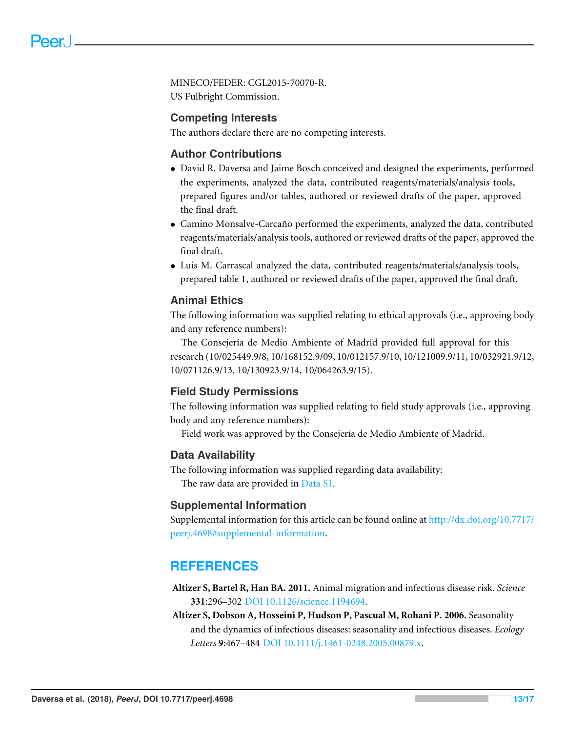MINECO/FEDER: CGL2015-70070-R.
US Fulbright Commission.

## Competing Interests

The authors declare there are no competing interests.

## Author Contributions

- David R. Daversa and Jaime Bosch conceived and designed the experiments, performed the experiments, analyzed the data, contributed reagents/materials/analysis tools, prepared figures and/or tables, authored or reviewed drafts of the paper, approved the final draft.
- Camino Monsalve-Carcaño performed the experiments, analyzed the data, contributed reagents/materials/analysis tools, authored or reviewed drafts of the paper, approved the final draft.
- Luis M. Carrascal analyzed the data, contributed reagents/materials/analysis tools, prepared table 1, authored or reviewed drafts of the paper, approved the final draft.

## Animal Ethics

The following information was supplied relating to ethical approvals (i.e., approving body and any reference numbers):

The Consejería de Medio Ambiente of Madrid provided full approval for this research (10/025449.9/8, 10/168152.9/09, 10/012157.9/10, 10/121009.9/11, 10/032921.9/12, 10/071126.9/13, 10/130923.9/14, 10/064263.9/15).

## Field Study Permissions

The following information was supplied relating to field study approvals (i.e., approving body and any reference numbers):

Field work was approved by the Consejería de Medio Ambiente of Madrid.

## Data Availability

The following information was supplied regarding data availability:

The raw data are provided in Data S1.

## Supplemental Information

Supplemental information for this article can be found online at http://dx.doi.org/10.7717/peerj.4698#supplemental-information.

# REFERENCES

**Altizer S, Bartel R, Han BA. 2011.** Animal migration and infectious disease risk. *Science* **331**:296–302 DOI 10.1126/science.1194694.

**Altizer S, Dobson A, Hosseini P, Hudson P, Pascual M, Rohani P. 2006.** Seasonality and the dynamics of infectious diseases: seasonality and infectious diseases. *Ecology Letters* **9**:467–484 DOI 10.1111/j.1461-0248.2005.00879.x.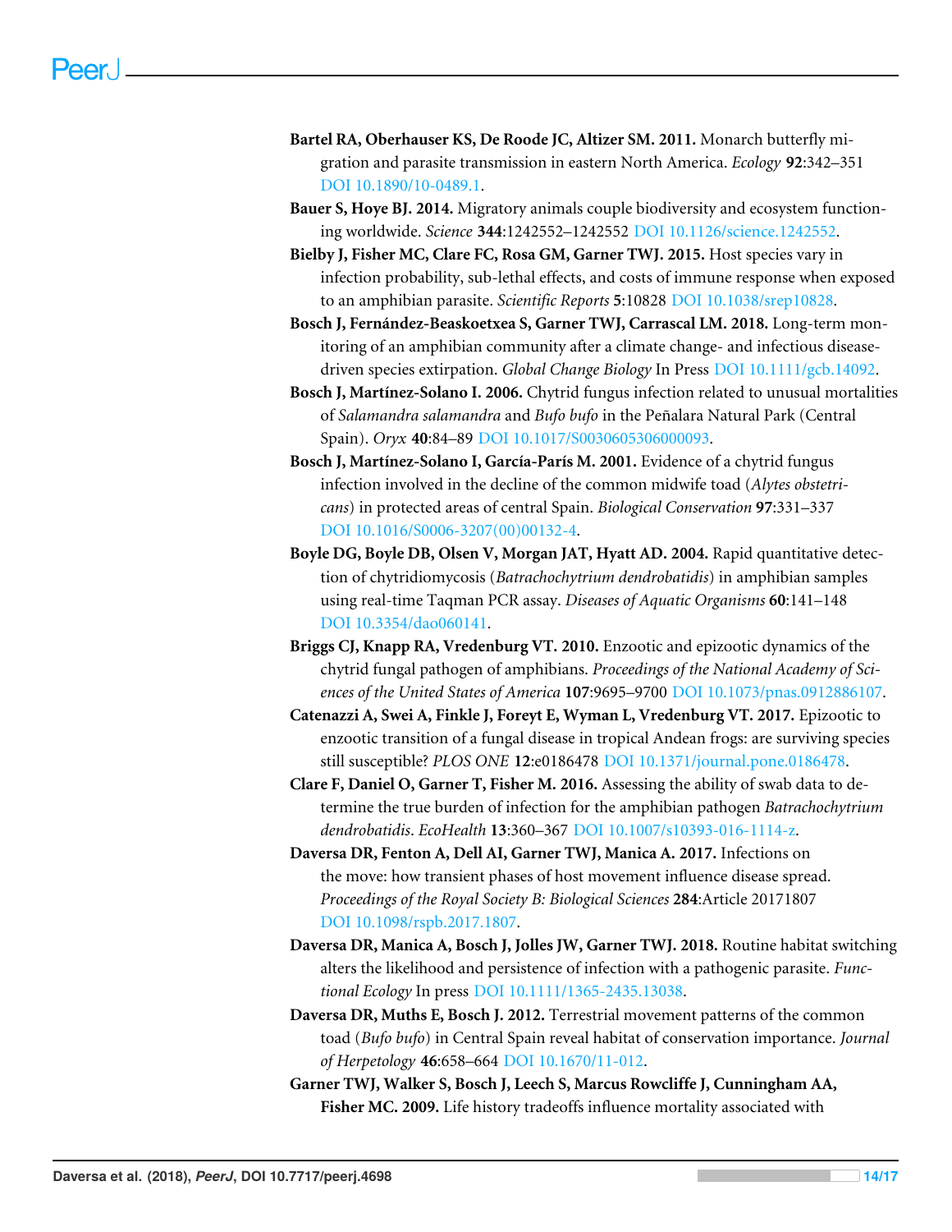**Bartel RA, Oberhauser KS, De Roode JC, Altizer SM. 2011.** Monarch butterfly migration and parasite transmission in eastern North America. *Ecology* **92**:342–351 DOI 10.1890/10-0489.1.

**Bauer S, Hoye BJ. 2014.** Migratory animals couple biodiversity and ecosystem functioning worldwide. *Science* **344**:1242552–1242552 DOI 10.1126/science.1242552.

**Bielby J, Fisher MC, Clare FC, Rosa GM, Garner TWJ. 2015.** Host species vary in infection probability, sub-lethal effects, and costs of immune response when exposed to an amphibian parasite. *Scientific Reports* **5**:10828 DOI 10.1038/srep10828.

**Bosch J, Fernández-Beaskoetxea S, Garner TWJ, Carrascal LM. 2018.** Long-term monitoring of an amphibian community after a climate change- and infectious disease-driven species extirpation. *Global Change Biology* In Press DOI 10.1111/gcb.14092.

**Bosch J, Martínez-Solano I. 2006.** Chytrid fungus infection related to unusual mortalities of *Salamandra salamandra* and *Bufo bufo* in the Peñalara Natural Park (Central Spain). *Oryx* **40**:84–89 DOI 10.1017/S0030605306000093.

**Bosch J, Martínez-Solano I, García-París M. 2001.** Evidence of a chytrid fungus infection involved in the decline of the common midwife toad (*Alytes obstetricans*) in protected areas of central Spain. *Biological Conservation* **97**:331–337 DOI 10.1016/S0006-3207(00)00132-4.

**Boyle DG, Boyle DB, Olsen V, Morgan JAT, Hyatt AD. 2004.** Rapid quantitative detection of chytridiomycosis (*Batrachochytrium dendrobatidis*) in amphibian samples using real-time Taqman PCR assay. *Diseases of Aquatic Organisms* **60**:141–148 DOI 10.3354/dao060141.

**Briggs CJ, Knapp RA, Vredenburg VT. 2010.** Enzootic and epizootic dynamics of the chytrid fungal pathogen of amphibians. *Proceedings of the National Academy of Sciences of the United States of America* **107**:9695–9700 DOI 10.1073/pnas.0912886107.

**Catenazzi A, Swei A, Finkle J, Foreyt E, Wyman L, Vredenburg VT. 2017.** Epizootic to enzootic transition of a fungal disease in tropical Andean frogs: are surviving species still susceptible? *PLOS ONE* **12**:e0186478 DOI 10.1371/journal.pone.0186478.

**Clare F, Daniel O, Garner T, Fisher M. 2016.** Assessing the ability of swab data to determine the true burden of infection for the amphibian pathogen *Batrachochytrium dendrobatidis*. *EcoHealth* **13**:360–367 DOI 10.1007/s10393-016-1114-z.

**Daversa DR, Fenton A, Dell AI, Garner TWJ, Manica A. 2017.** Infections on the move: how transient phases of host movement influence disease spread. *Proceedings of the Royal Society B: Biological Sciences* **284**:Article 20171807 DOI 10.1098/rspb.2017.1807.

**Daversa DR, Manica A, Bosch J, Jolles JW, Garner TWJ. 2018.** Routine habitat switching alters the likelihood and persistence of infection with a pathogenic parasite. *Functional Ecology* In press DOI 10.1111/1365-2435.13038.

**Daversa DR, Muths E, Bosch J. 2012.** Terrestrial movement patterns of the common toad (*Bufo bufo*) in Central Spain reveal habitat of conservation importance. *Journal of Herpetology* **46**:658–664 DOI 10.1670/11-012.

**Garner TWJ, Walker S, Bosch J, Leech S, Marcus Rowcliffe J, Cunningham AA, Fisher MC. 2009.** Life history tradeoffs influence mortality associated with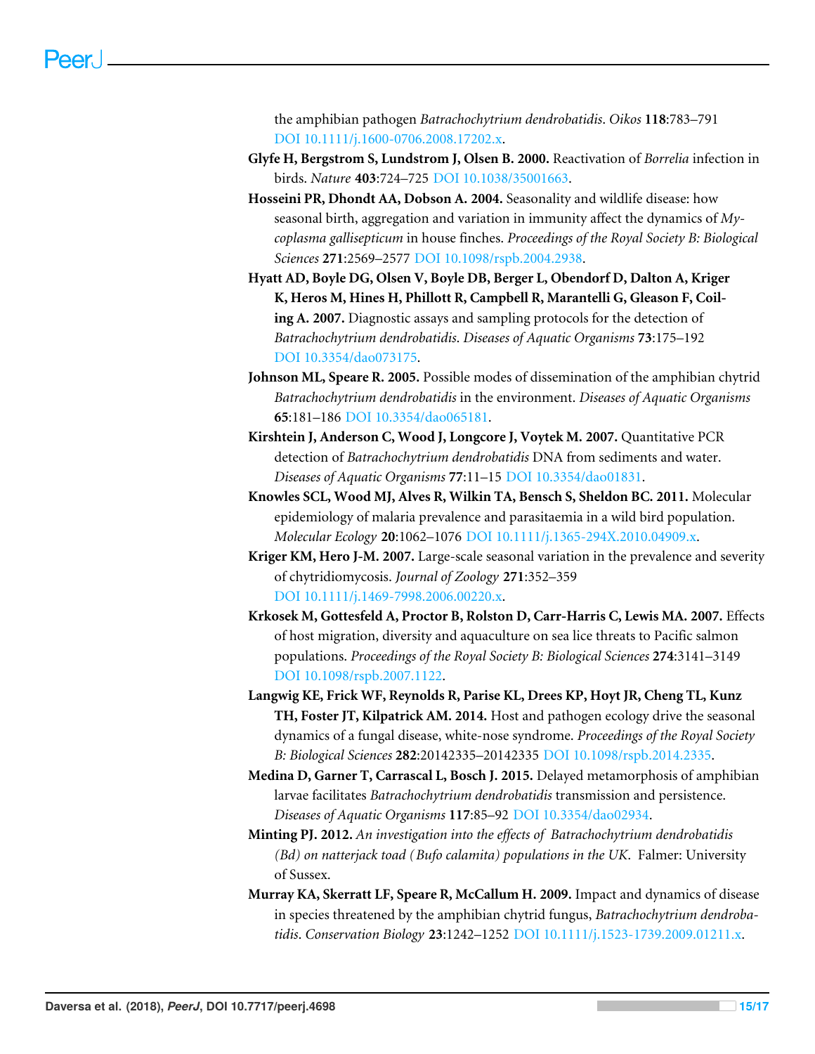the amphibian pathogen *Batrachochytrium dendrobatidis*. *Oikos* **118**:783–791 DOI 10.1111/j.1600-0706.2008.17202.x.

**Glyfe H, Bergstrom S, Lundstrom J, Olsen B. 2000.** Reactivation of *Borrelia* infection in birds. *Nature* **403**:724–725 DOI 10.1038/35001663.

**Hosseini PR, Dhondt AA, Dobson A. 2004.** Seasonality and wildlife disease: how seasonal birth, aggregation and variation in immunity affect the dynamics of *Mycoplasma gallisepticum* in house finches. *Proceedings of the Royal Society B: Biological Sciences* **271**:2569–2577 DOI 10.1098/rspb.2004.2938.

**Hyatt AD, Boyle DG, Olsen V, Boyle DB, Berger L, Obendorf D, Dalton A, Kriger K, Heros M, Hines H, Phillott R, Campbell R, Marantelli G, Gleason F, Coiling A. 2007.** Diagnostic assays and sampling protocols for the detection of *Batrachochytrium dendrobatidis*. *Diseases of Aquatic Organisms* **73**:175–192 DOI 10.3354/dao073175.

**Johnson ML, Speare R. 2005.** Possible modes of dissemination of the amphibian chytrid *Batrachochytrium dendrobatidis* in the environment. *Diseases of Aquatic Organisms* **65**:181–186 DOI 10.3354/dao065181.

**Kirshtein J, Anderson C, Wood J, Longcore J, Voytek M. 2007.** Quantitative PCR detection of *Batrachochytrium dendrobatidis* DNA from sediments and water. *Diseases of Aquatic Organisms* **77**:11–15 DOI 10.3354/dao01831.

**Knowles SCL, Wood MJ, Alves R, Wilkin TA, Bensch S, Sheldon BC. 2011.** Molecular epidemiology of malaria prevalence and parasitaemia in a wild bird population. *Molecular Ecology* **20**:1062–1076 DOI 10.1111/j.1365-294X.2010.04909.x.

**Kriger KM, Hero J-M. 2007.** Large-scale seasonal variation in the prevalence and severity of chytridiomycosis. *Journal of Zoology* **271**:352–359 DOI 10.1111/j.1469-7998.2006.00220.x.

**Krkosek M, Gottesfeld A, Proctor B, Rolston D, Carr-Harris C, Lewis MA. 2007.** Effects of host migration, diversity and aquaculture on sea lice threats to Pacific salmon populations. *Proceedings of the Royal Society B: Biological Sciences* **274**:3141–3149 DOI 10.1098/rspb.2007.1122.

**Langwig KE, Frick WF, Reynolds R, Parise KL, Drees KP, Hoyt JR, Cheng TL, Kunz TH, Foster JT, Kilpatrick AM. 2014.** Host and pathogen ecology drive the seasonal dynamics of a fungal disease, white-nose syndrome. *Proceedings of the Royal Society B: Biological Sciences* **282**:20142335–20142335 DOI 10.1098/rspb.2014.2335.

**Medina D, Garner T, Carrascal L, Bosch J. 2015.** Delayed metamorphosis of amphibian larvae facilitates *Batrachochytrium dendrobatidis* transmission and persistence. *Diseases of Aquatic Organisms* **117**:85–92 DOI 10.3354/dao02934.

**Minting PJ. 2012.** *An investigation into the effects of Batrachochytrium dendrobatidis (Bd) on natterjack toad (Bufo calamita) populations in the UK.* Falmer: University of Sussex.

**Murray KA, Skerratt LF, Speare R, McCallum H. 2009.** Impact and dynamics of disease in species threatened by the amphibian chytrid fungus, *Batrachochytrium dendrobatidis*. *Conservation Biology* **23**:1242–1252 DOI 10.1111/j.1523-1739.2009.01211.x.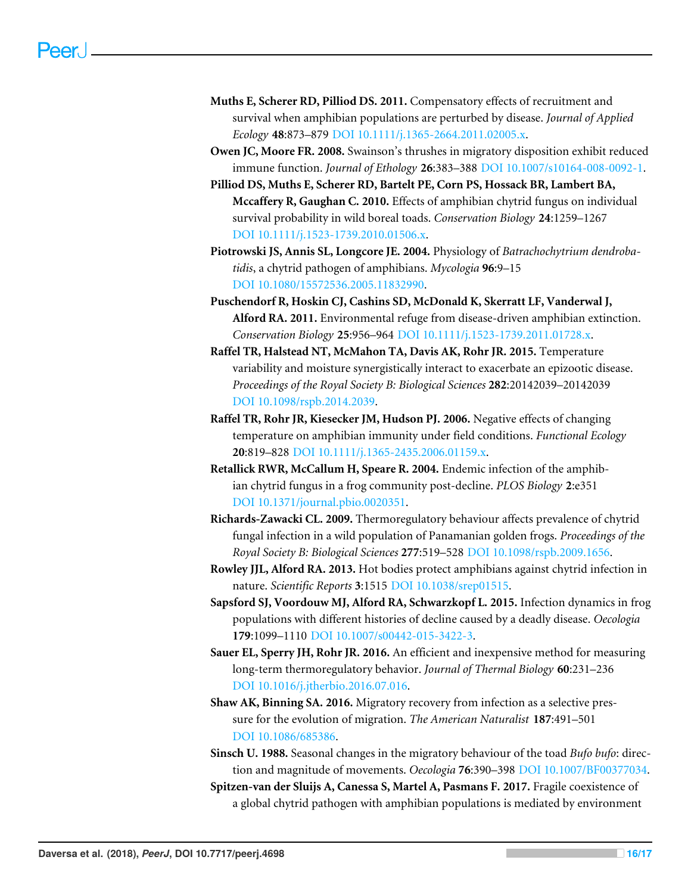**Muths E, Scherer RD, Pilliod DS. 2011.** Compensatory effects of recruitment and survival when amphibian populations are perturbed by disease. *Journal of Applied Ecology* **48**:873–879 DOI 10.1111/j.1365-2664.2011.02005.x.

**Owen JC, Moore FR. 2008.** Swainson's thrushes in migratory disposition exhibit reduced immune function. *Journal of Ethology* **26**:383–388 DOI 10.1007/s10164-008-0092-1.

**Pilliod DS, Muths E, Scherer RD, Bartelt PE, Corn PS, Hossack BR, Lambert BA, Mccaffery R, Gaughan C. 2010.** Effects of amphibian chytrid fungus on individual survival probability in wild boreal toads. *Conservation Biology* **24**:1259–1267 DOI 10.1111/j.1523-1739.2010.01506.x.

**Piotrowski JS, Annis SL, Longcore JE. 2004.** Physiology of *Batrachochytrium dendrobatidis*, a chytrid pathogen of amphibians. *Mycologia* **96**:9–15 DOI 10.1080/15572536.2005.11832990.

**Puschendorf R, Hoskin CJ, Cashins SD, McDonald K, Skerratt LF, Vanderwal J, Alford RA. 2011.** Environmental refuge from disease-driven amphibian extinction. *Conservation Biology* **25**:956–964 DOI 10.1111/j.1523-1739.2011.01728.x.

**Raffel TR, Halstead NT, McMahon TA, Davis AK, Rohr JR. 2015.** Temperature variability and moisture synergistically interact to exacerbate an epizootic disease. *Proceedings of the Royal Society B: Biological Sciences* **282**:20142039–20142039 DOI 10.1098/rspb.2014.2039.

**Raffel TR, Rohr JR, Kiesecker JM, Hudson PJ. 2006.** Negative effects of changing temperature on amphibian immunity under field conditions. *Functional Ecology* **20**:819–828 DOI 10.1111/j.1365-2435.2006.01159.x.

**Retallick RWR, McCallum H, Speare R. 2004.** Endemic infection of the amphibian chytrid fungus in a frog community post-decline. *PLOS Biology* **2**:e351 DOI 10.1371/journal.pbio.0020351.

**Richards-Zawacki CL. 2009.** Thermoregulatory behaviour affects prevalence of chytrid fungal infection in a wild population of Panamanian golden frogs. *Proceedings of the Royal Society B: Biological Sciences* **277**:519–528 DOI 10.1098/rspb.2009.1656.

**Rowley JJL, Alford RA. 2013.** Hot bodies protect amphibians against chytrid infection in nature. *Scientific Reports* **3**:1515 DOI 10.1038/srep01515.

**Sapsford SJ, Voordouw MJ, Alford RA, Schwarzkopf L. 2015.** Infection dynamics in frog populations with different histories of decline caused by a deadly disease. *Oecologia* **179**:1099–1110 DOI 10.1007/s00442-015-3422-3.

**Sauer EL, Sperry JH, Rohr JR. 2016.** An efficient and inexpensive method for measuring long-term thermoregulatory behavior. *Journal of Thermal Biology* **60**:231–236 DOI 10.1016/j.jtherbio.2016.07.016.

**Shaw AK, Binning SA. 2016.** Migratory recovery from infection as a selective pressure for the evolution of migration. *The American Naturalist* **187**:491–501 DOI 10.1086/685386.

**Sinsch U. 1988.** Seasonal changes in the migratory behaviour of the toad *Bufo bufo*: direction and magnitude of movements. *Oecologia* **76**:390–398 DOI 10.1007/BF00377034.

**Spitzen-van der Sluijs A, Canessa S, Martel A, Pasmans F. 2017.** Fragile coexistence of a global chytrid pathogen with amphibian populations is mediated by environment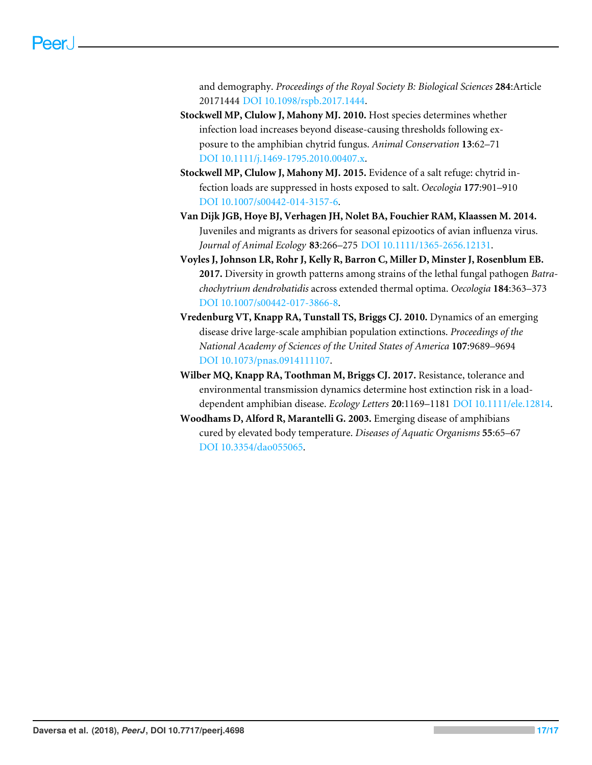and demography. *Proceedings of the Royal Society B: Biological Sciences* **284**:Article 20171444 DOI 10.1098/rspb.2017.1444.

**Stockwell MP, Clulow J, Mahony MJ. 2010.** Host species determines whether infection load increases beyond disease-causing thresholds following exposure to the amphibian chytrid fungus. *Animal Conservation* **13**:62–71 DOI 10.1111/j.1469-1795.2010.00407.x.

**Stockwell MP, Clulow J, Mahony MJ. 2015.** Evidence of a salt refuge: chytrid infection loads are suppressed in hosts exposed to salt. *Oecologia* **177**:901–910 DOI 10.1007/s00442-014-3157-6.

**Van Dijk JGB, Hoye BJ, Verhagen JH, Nolet BA, Fouchier RAM, Klaassen M. 2014.** Juveniles and migrants as drivers for seasonal epizootics of avian influenza virus. *Journal of Animal Ecology* **83**:266–275 DOI 10.1111/1365-2656.12131.

**Voyles J, Johnson LR, Rohr J, Kelly R, Barron C, Miller D, Minster J, Rosenblum EB. 2017.** Diversity in growth patterns among strains of the lethal fungal pathogen *Batrachochytrium dendrobatidis* across extended thermal optima. *Oecologia* **184**:363–373 DOI 10.1007/s00442-017-3866-8.

**Vredenburg VT, Knapp RA, Tunstall TS, Briggs CJ. 2010.** Dynamics of an emerging disease drive large-scale amphibian population extinctions. *Proceedings of the National Academy of Sciences of the United States of America* **107**:9689–9694 DOI 10.1073/pnas.0914111107.

**Wilber MQ, Knapp RA, Toothman M, Briggs CJ. 2017.** Resistance, tolerance and environmental transmission dynamics determine host extinction risk in a load-dependent amphibian disease. *Ecology Letters* **20**:1169–1181 DOI 10.1111/ele.12814.

**Woodhams D, Alford R, Marantelli G. 2003.** Emerging disease of amphibians cured by elevated body temperature. *Diseases of Aquatic Organisms* **55**:65–67 DOI 10.3354/dao055065.